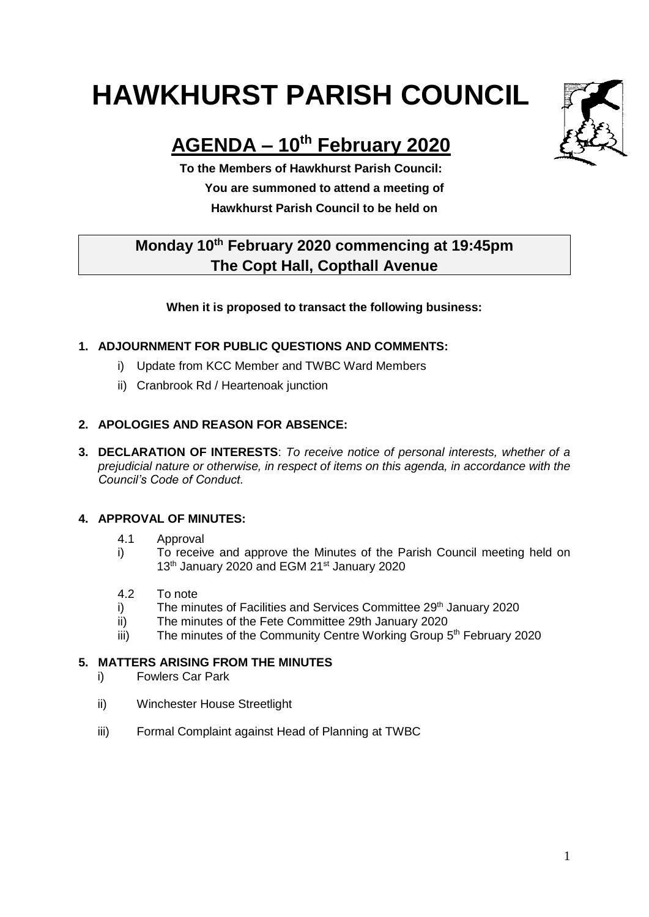# HAWKHURST PARISH COUNCIL

## AGENDA – 10th February 2020

**To the Members of Hawkhurst Parish Council:**
**You are summoned to attend a meeting of**
**Hawkhurst Parish Council to be held on**

**Monday 10th February 2020 commencing at 19:45pm**
**The Copt Hall, Copthall Avenue**

**When it is proposed to transact the following business:**

**1. ADJOURNMENT FOR PUBLIC QUESTIONS AND COMMENTS:**

i) Update from KCC Member and TWBC Ward Members

ii) Cranbrook Rd / Heartenoak junction

**2. APOLOGIES AND REASON FOR ABSENCE:**

**3. DECLARATION OF INTERESTS**: *To receive notice of personal interests, whether of a prejudicial nature or otherwise, in respect of items on this agenda, in accordance with the Council's Code of Conduct.*

**4. APPROVAL OF MINUTES:**

4.1 Approval

i) To receive and approve the Minutes of the Parish Council meeting held on 13th January 2020 and EGM 21st January 2020

4.2 To note

i) The minutes of Facilities and Services Committee 29th January 2020

ii) The minutes of the Fete Committee 29th January 2020

iii) The minutes of the Community Centre Working Group 5th February 2020

**5. MATTERS ARISING FROM THE MINUTES**

i) Fowlers Car Park

ii) Winchester House Streetlight

iii) Formal Complaint against Head of Planning at TWBC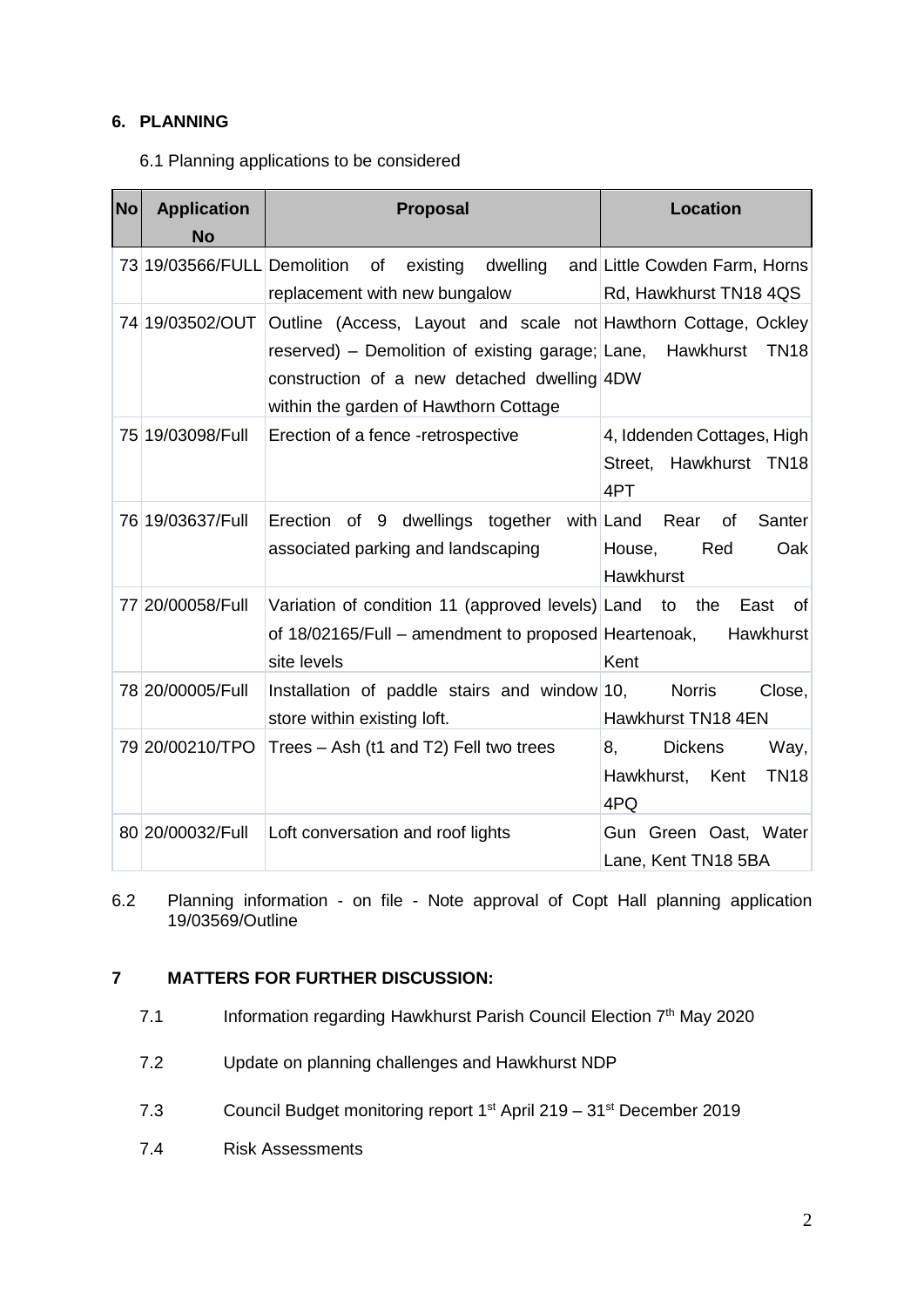## 6. PLANNING

6.1 Planning applications to be considered

| No | Application No | Proposal | Location |
|---|---|---|---|
| 73 | 19/03566/FULL | Demolition of existing dwelling and replacement with new bungalow | Little Cowden Farm, Horns Rd, Hawkhurst TN18 4QS |
| 74 | 19/03502/OUT | Outline (Access, Layout and scale not reserved) – Demolition of existing garage; construction of a new detached dwelling within the garden of Hawthorn Cottage | Hawthorn Cottage, Ockley Lane, Hawkhurst TN18 4DW |
| 75 | 19/03098/Full | Erection of a fence -retrospective | 4, Iddenden Cottages, High Street, Hawkhurst TN18 4PT |
| 76 | 19/03637/Full | Erection of 9 dwellings together with associated parking and landscaping | Land Rear of Santer House, Red Oak Hawkhurst |
| 77 | 20/00058/Full | Variation of condition 11 (approved levels) of 18/02165/Full – amendment to proposed site levels | Land to the East of Heartenoak, Hawkhurst Kent |
| 78 | 20/00005/Full | Installation of paddle stairs and window store within existing loft. | 10, Norris Close, Hawkhurst TN18 4EN |
| 79 | 20/00210/TPO | Trees – Ash (t1 and T2) Fell two trees | 8, Dickens Way, Hawkhurst, Kent TN18 4PQ |
| 80 | 20/00032/Full | Loft conversation and roof lights | Gun Green Oast, Water Lane, Kent TN18 5BA |

6.2 Planning information - on file - Note approval of Copt Hall planning application 19/03569/Outline

## 7 MATTERS FOR FURTHER DISCUSSION:

7.1 Information regarding Hawkhurst Parish Council Election 7th May 2020

7.2 Update on planning challenges and Hawkhurst NDP

7.3 Council Budget monitoring report 1st April 219 – 31st December 2019

7.4 Risk Assessments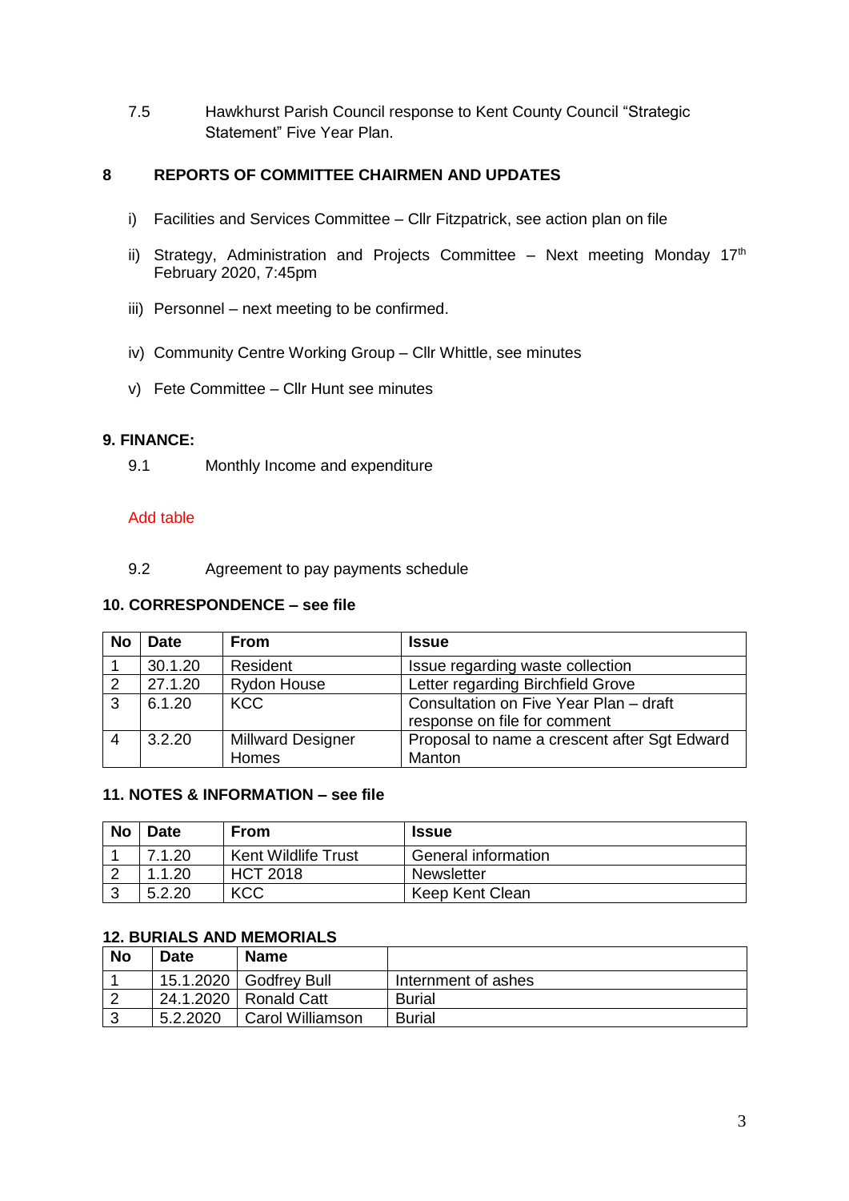7.5 Hawkhurst Parish Council response to Kent County Council "Strategic Statement" Five Year Plan.

## 8 REPORTS OF COMMITTEE CHAIRMEN AND UPDATES

i) Facilities and Services Committee – Cllr Fitzpatrick, see action plan on file

ii) Strategy, Administration and Projects Committee – Next meeting Monday 17th February 2020, 7:45pm

iii) Personnel – next meeting to be confirmed.

iv) Community Centre Working Group – Cllr Whittle, see minutes

v) Fete Committee – Cllr Hunt see minutes

## 9. FINANCE:

9.1 Monthly Income and expenditure

Add table

9.2 Agreement to pay payments schedule

## 10. CORRESPONDENCE – see file

| No | Date | From | Issue |
|---|---|---|---|
| 1 | 30.1.20 | Resident | Issue regarding waste collection |
| 2 | 27.1.20 | Rydon House | Letter regarding Birchfield Grove |
| 3 | 6.1.20 | KCC | Consultation on Five Year Plan – draft response on file for comment |
| 4 | 3.2.20 | Millward Designer Homes | Proposal to name a crescent after Sgt Edward Manton |

## 11. NOTES & INFORMATION – see file

| No | Date | From | Issue |
|---|---|---|---|
| 1 | 7.1.20 | Kent Wildlife Trust | General information |
| 2 | 1.1.20 | HCT 2018 | Newsletter |
| 3 | 5.2.20 | KCC | Keep Kent Clean |

## 12. BURIALS AND MEMORIALS

| No | Date | Name | |
|---|---|---|---|
| 1 | 15.1.2020 | Godfrey Bull | Internment of ashes |
| 2 | 24.1.2020 | Ronald Catt | Burial |
| 3 | 5.2.2020 | Carol Williamson | Burial |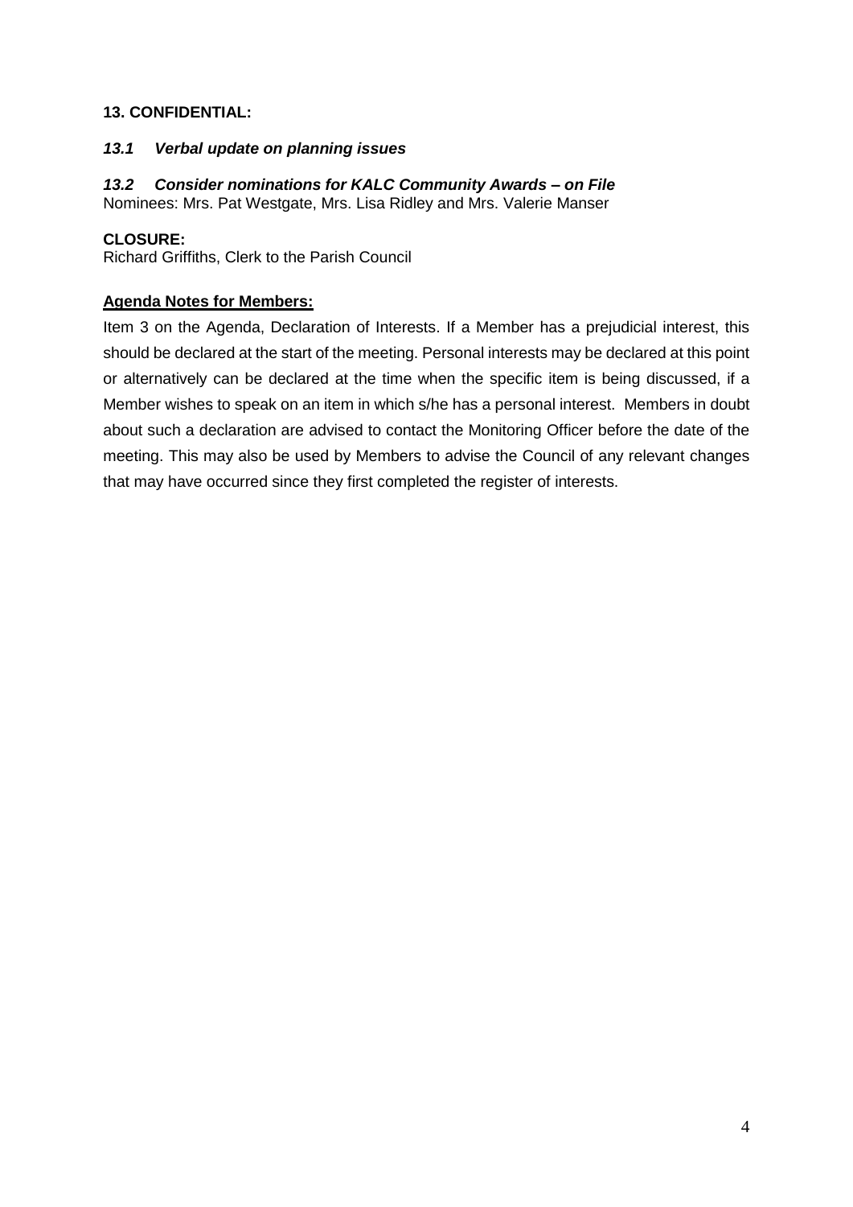**13. CONFIDENTIAL:**

***13.1 Verbal update on planning issues***

***13.2 Consider nominations for KALC Community Awards – on File***
Nominees: Mrs. Pat Westgate, Mrs. Lisa Ridley and Mrs. Valerie Manser

**CLOSURE:**
Richard Griffiths, Clerk to the Parish Council

**<u>Agenda Notes for Members:</u>**

Item 3 on the Agenda, Declaration of Interests. If a Member has a prejudicial interest, this should be declared at the start of the meeting. Personal interests may be declared at this point or alternatively can be declared at the time when the specific item is being discussed, if a Member wishes to speak on an item in which s/he has a personal interest. Members in doubt about such a declaration are advised to contact the Monitoring Officer before the date of the meeting. This may also be used by Members to advise the Council of any relevant changes that may have occurred since they first completed the register of interests.